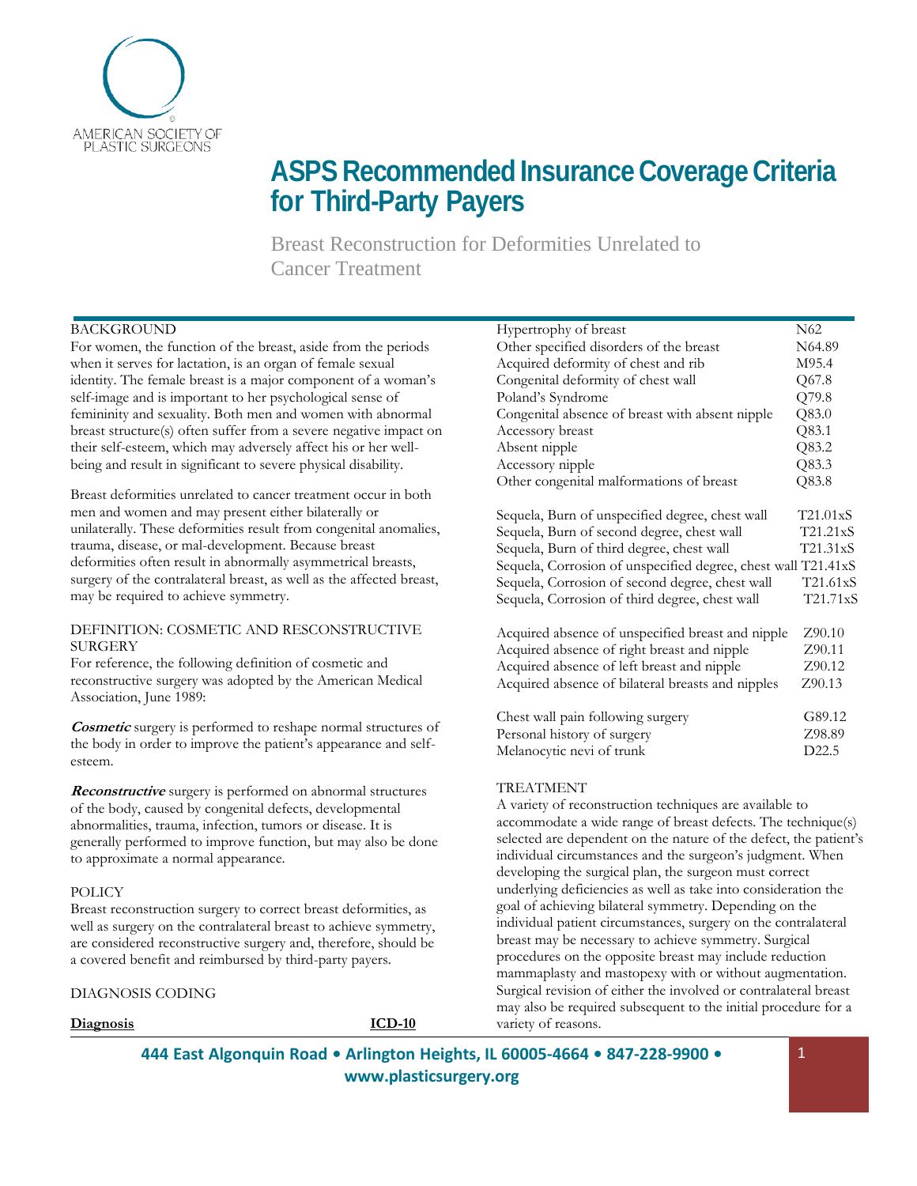AMERICAN SOCIETY OF PLASTIC SURGEONS

# ASPS Recommended Insurance Coverage Criteria for Third-Party Payers

## Breast Reconstruction for Deformities Unrelated to Cancer Treatment

### BACKGROUND

For women, the function of the breast, aside from the periods when it serves for lactation, is an organ of female sexual identity. The female breast is a major component of a woman's self-image and is important to her psychological sense of femininity and sexuality. Both men and women with abnormal breast structure(s) often suffer from a severe negative impact on their self-esteem, which may adversely affect his or her well-being and result in significant to severe physical disability.

Breast deformities unrelated to cancer treatment occur in both men and women and may present either bilaterally or unilaterally. These deformities result from congenital anomalies, trauma, disease, or mal-development. Because breast deformities often result in abnormally asymmetrical breasts, surgery of the contralateral breast, as well as the affected breast, may be required to achieve symmetry.

### DEFINITION: COSMETIC AND RESCONSTRUCTIVE SURGERY

For reference, the following definition of cosmetic and reconstructive surgery was adopted by the American Medical Association, June 1989:

***Cosmetic*** surgery is performed to reshape normal structures of the body in order to improve the patient's appearance and self-esteem.

***Reconstructive*** surgery is performed on abnormal structures of the body, caused by congenital defects, developmental abnormalities, trauma, infection, tumors or disease. It is generally performed to improve function, but may also be done to approximate a normal appearance.

### POLICY

Breast reconstruction surgery to correct breast deformities, as well as surgery on the contralateral breast to achieve symmetry, are considered reconstructive surgery and, therefore, should be a covered benefit and reimbursed by third-party payers.

### DIAGNOSIS CODING

| Diagnosis | ICD-10 |
| --- | --- |
| Hypertrophy of breast | N62 |
| Other specified disorders of the breast | N64.89 |
| Acquired deformity of chest and rib | M95.4 |
| Congenital deformity of chest wall | Q67.8 |
| Poland's Syndrome | Q79.8 |
| Congenital absence of breast with absent nipple | Q83.0 |
| Accessory breast | Q83.1 |
| Absent nipple | Q83.2 |
| Accessory nipple | Q83.3 |
| Other congenital malformations of breast | Q83.8 |
| Sequela, Burn of unspecified degree, chest wall | T21.01xS |
| Sequela, Burn of second degree, chest wall | T21.21xS |
| Sequela, Burn of third degree, chest wall | T21.31xS |
| Sequela, Corrosion of unspecified degree, chest wall | T21.41xS |
| Sequela, Corrosion of second degree, chest wall | T21.61xS |
| Sequela, Corrosion of third degree, chest wall | T21.71xS |
| Acquired absence of unspecified breast and nipple | Z90.10 |
| Acquired absence of right breast and nipple | Z90.11 |
| Acquired absence of left breast and nipple | Z90.12 |
| Acquired absence of bilateral breasts and nipples | Z90.13 |
| Chest wall pain following surgery | G89.12 |
| Personal history of surgery | Z98.89 |
| Melanocytic nevi of trunk | D22.5 |

### TREATMENT

A variety of reconstruction techniques are available to accommodate a wide range of breast defects. The technique(s) selected are dependent on the nature of the defect, the patient's individual circumstances and the surgeon's judgment. When developing the surgical plan, the surgeon must correct underlying deficiencies as well as take into consideration the goal of achieving bilateral symmetry. Depending on the individual patient circumstances, surgery on the contralateral breast may be necessary to achieve symmetry. Surgical procedures on the opposite breast may include reduction mammaplasty and mastopexy with or without augmentation. Surgical revision of either the involved or contralateral breast may also be required subsequent to the initial procedure for a variety of reasons.

**444 East Algonquin Road • Arlington Heights, IL 60005-4664 • 847-228-9900 • www.plasticsurgery.org**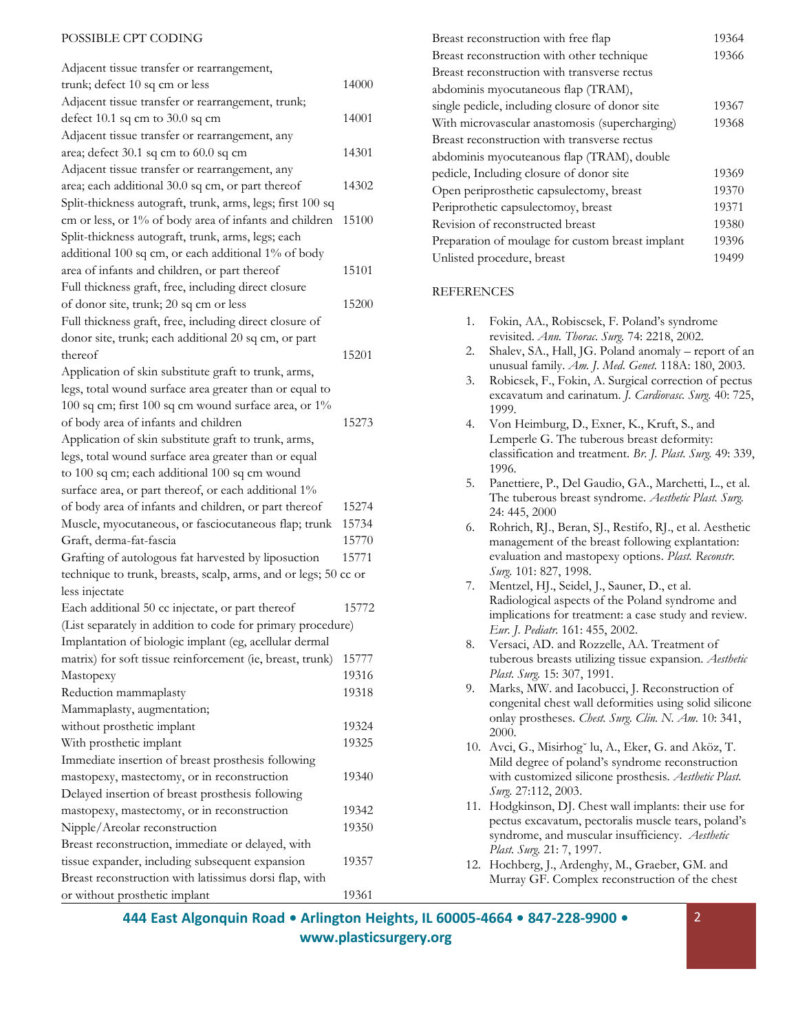POSSIBLE CPT CODING

| Procedure | Code |
|---|---|
| Adjacent tissue transfer or rearrangement, trunk; defect 10 sq cm or less | 14000 |
| Adjacent tissue transfer or rearrangement, trunk; defect 10.1 sq cm to 30.0 sq cm | 14001 |
| Adjacent tissue transfer or rearrangement, any area; defect 30.1 sq cm to 60.0 sq cm | 14301 |
| Adjacent tissue transfer or rearrangement, any area; each additional 30.0 sq cm, or part thereof | 14302 |
| Split-thickness autograft, trunk, arms, legs; first 100 sq cm or less, or 1% of body area of infants and children | 15100 |
| Split-thickness autograft, trunk, arms, legs; each additional 100 sq cm, or each additional 1% of body area of infants and children, or part thereof | 15101 |
| Full thickness graft, free, including direct closure of donor site, trunk; 20 sq cm or less | 15200 |
| Full thickness graft, free, including direct closure of donor site, trunk; each additional 20 sq cm, or part thereof | 15201 |
| Application of skin substitute graft to trunk, arms, legs, total wound surface area greater than or equal to 100 sq cm; first 100 sq cm wound surface area, or 1% of body area of infants and children | 15273 |
| Application of skin substitute graft to trunk, arms, legs, total wound surface area greater than or equal to 100 sq cm; each additional 100 sq cm wound surface area, or part thereof, or each additional 1% of body area of infants and children, or part thereof | 15274 |
| Muscle, myocutaneous, or fasciocutaneous flap; trunk | 15734 |
| Graft, derma-fat-fascia | 15770 |
| Grafting of autologous fat harvested by liposuction technique to trunk, breasts, scalp, arms, and or legs; 50 cc or less injectate | 15771 |
| Each additional 50 cc injectate, or part thereof (List separately in addition to code for primary procedure) | 15772 |
| Implantation of biologic implant (eg, acellular dermal matrix) for soft tissue reinforcement (ie, breast, trunk) | 15777 |
| Mastopexy | 19316 |
| Reduction mammaplasty | 19318 |
| Mammaplasty, augmentation; without prosthetic implant | 19324 |
| With prosthetic implant | 19325 |
| Immediate insertion of breast prosthesis following mastopexy, mastectomy, or in reconstruction | 19340 |
| Delayed insertion of breast prosthesis following mastopexy, mastectomy, or in reconstruction | 19342 |
| Nipple/Areolar reconstruction | 19350 |
| Breast reconstruction, immediate or delayed, with tissue expander, including subsequent expansion | 19357 |
| Breast reconstruction with latissimus dorsi flap, with or without prosthetic implant | 19361 |
| Breast reconstruction with free flap | 19364 |
| Breast reconstruction with other technique | 19366 |
| Breast reconstruction with transverse rectus abdominis myocutaneous flap (TRAM), single pedicle, including closure of donor site | 19367 |
| With microvascular anastomosis (supercharging) | 19368 |
| Breast reconstruction with transverse rectus abdominis myocuteanous flap (TRAM), double pedicle, Including closure of donor site | 19369 |
| Open periprosthetic capsulectomy, breast | 19370 |
| Periprothetic capsulectomoy, breast | 19371 |
| Revision of reconstructed breast | 19380 |
| Preparation of moulage for custom breast implant | 19396 |
| Unlisted procedure, breast | 19499 |

REFERENCES

1. Fokin, AA., Robiscsek, F. Poland's syndrome revisited. *Ann. Thorac. Surg.* 74: 2218, 2002.
2. Shalev, SA., Hall, JG. Poland anomaly – report of an unusual family. *Am. J. Med. Genet.* 118A: 180, 2003.
3. Robicsek, F., Fokin, A. Surgical correction of pectus excavatum and carinatum. *J. Cardiovasc. Surg.* 40: 725, 1999.
4. Von Heimburg, D., Exner, K., Kruft, S., and Lemperle G. The tuberous breast deformity: classification and treatment. *Br. J. Plast. Surg.* 49: 339, 1996.
5. Panettiere, P., Del Gaudio, GA., Marchetti, L., et al. The tuberous breast syndrome. *Aesthetic Plast. Surg.* 24: 445, 2000
6. Rohrich, RJ., Beran, SJ., Restifo, RJ., et al. Aesthetic management of the breast following explantation: evaluation and mastopexy options. *Plast. Reconstr. Surg.* 101: 827, 1998.
7. Mentzel, HJ., Seidel, J., Sauner, D., et al. Radiological aspects of the Poland syndrome and implications for treatment: a case study and review. *Eur. J. Pediatr.* 161: 455, 2002.
8. Versaci, AD. and Rozzelle, AA. Treatment of tuberous breasts utilizing tissue expansion. *Aesthetic Plast. Surg.* 15: 307, 1991.
9. Marks, MW. and Iacobucci, J. Reconstruction of congenital chest wall deformities using solid silicone onlay prostheses. *Chest. Surg. Clin. N. Am.* 10: 341, 2000.
10. Avci, G., Misirhogˇ lu, A., Eker, G. and Aköz, T. Mild degree of poland's syndrome reconstruction with customized silicone prosthesis. *Aesthetic Plast. Surg.* 27:112, 2003.
11. Hodgkinson, DJ. Chest wall implants: their use for pectus excavatum, pectoralis muscle tears, poland's syndrome, and muscular insufficiency. *Aesthetic Plast. Surg.* 21: 7, 1997.
12. Hochberg, J., Ardenghy, M., Graeber, GM. and Murray GF. Complex reconstruction of the chest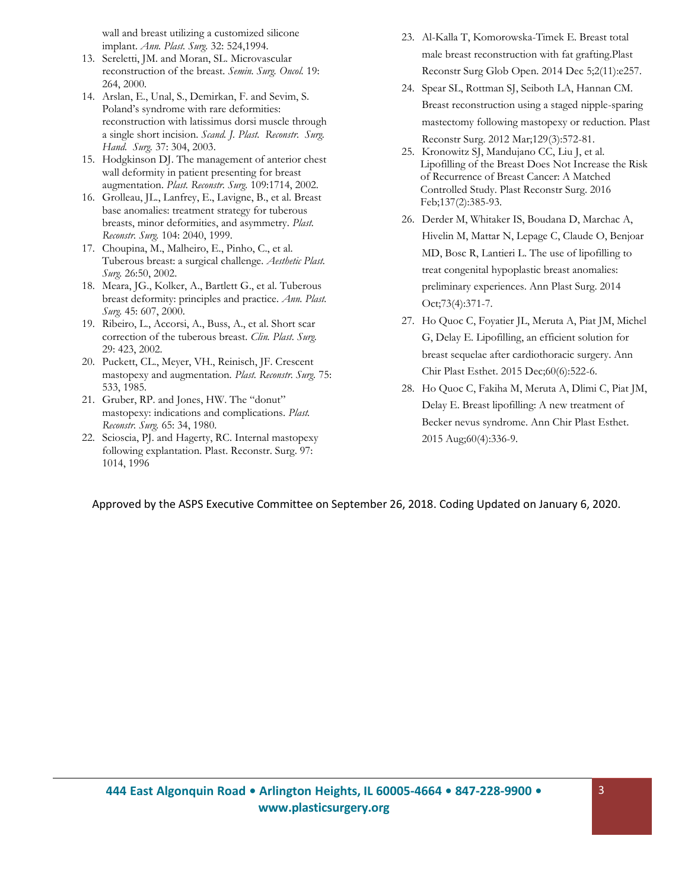wall and breast utilizing a customized silicone implant. *Ann. Plast. Surg.* 32: 524,1994.

13. Sereletti, JM. and Moran, SL. Microvascular reconstruction of the breast. *Semin. Surg. Oncol.* 19: 264, 2000.
14. Arslan, E., Unal, S., Demirkan, F. and Sevim, S. Poland's syndrome with rare deformities: reconstruction with latissimus dorsi muscle through a single short incision. *Scand. J. Plast. Reconstr. Surg. Hand. Surg.* 37: 304, 2003.
15. Hodgkinson DJ. The management of anterior chest wall deformity in patient presenting for breast augmentation. *Plast. Reconstr. Surg.* 109:1714, 2002.
16. Grolleau, JL., Lanfrey, E., Lavigne, B., et al. Breast base anomalies: treatment strategy for tuberous breasts, minor deformities, and asymmetry. *Plast. Reconstr. Surg.* 104: 2040, 1999.
17. Choupina, M., Malheiro, E., Pinho, C., et al. Tuberous breast: a surgical challenge. *Aesthetic Plast. Surg.* 26:50, 2002.
18. Meara, JG., Kolker, A., Bartlett G., et al. Tuberous breast deformity: principles and practice. *Ann. Plast. Surg.* 45: 607, 2000.
19. Ribeiro, L., Accorsi, A., Buss, A., et al. Short scar correction of the tuberous breast. *Clin. Plast. Surg.* 29: 423, 2002.
20. Puckett, CL., Meyer, VH., Reinisch, JF. Crescent mastopexy and augmentation. *Plast. Reconstr. Surg.* 75: 533, 1985.
21. Gruber, RP. and Jones, HW. The "donut" mastopexy: indications and complications. *Plast. Reconstr. Surg.* 65: 34, 1980.
22. Scioscia, PJ. and Hagerty, RC. Internal mastopexy following explantation. Plast. Reconstr. Surg. 97: 1014, 1996
23. Al-Kalla T, Komorowska-Timek E. Breast total male breast reconstruction with fat grafting.Plast Reconstr Surg Glob Open. 2014 Dec 5;2(11):e257.
24. Spear SL, Rottman SJ, Seiboth LA, Hannan CM. Breast reconstruction using a staged nipple-sparing mastectomy following mastopexy or reduction. Plast Reconstr Surg. 2012 Mar;129(3):572-81.
25. Kronowitz SJ, Mandujano CC, Liu J, et al. Lipofilling of the Breast Does Not Increase the Risk of Recurrence of Breast Cancer: A Matched Controlled Study. Plast Reconstr Surg. 2016 Feb;137(2):385-93.
26. Derder M, Whitaker IS, Boudana D, Marchac A, Hivelin M, Mattar N, Lepage C, Claude O, Benjoar MD, Bosc R, Lantieri L. The use of lipofilling to treat congenital hypoplastic breast anomalies: preliminary experiences. Ann Plast Surg. 2014 Oct;73(4):371-7.
27. Ho Quoc C, Foyatier JL, Meruta A, Piat JM, Michel G, Delay E. Lipofilling, an efficient solution for breast sequelae after cardiothoracic surgery. Ann Chir Plast Esthet. 2015 Dec;60(6):522-6.
28. Ho Quoc C, Fakiha M, Meruta A, Dlimi C, Piat JM, Delay E. Breast lipofilling: A new treatment of Becker nevus syndrome. Ann Chir Plast Esthet. 2015 Aug;60(4):336-9.

Approved by the ASPS Executive Committee on September 26, 2018. Coding Updated on January 6, 2020.

**444 East Algonquin Road • Arlington Heights, IL 60005-4664 • 847-228-9900 • www.plasticsurgery.org**